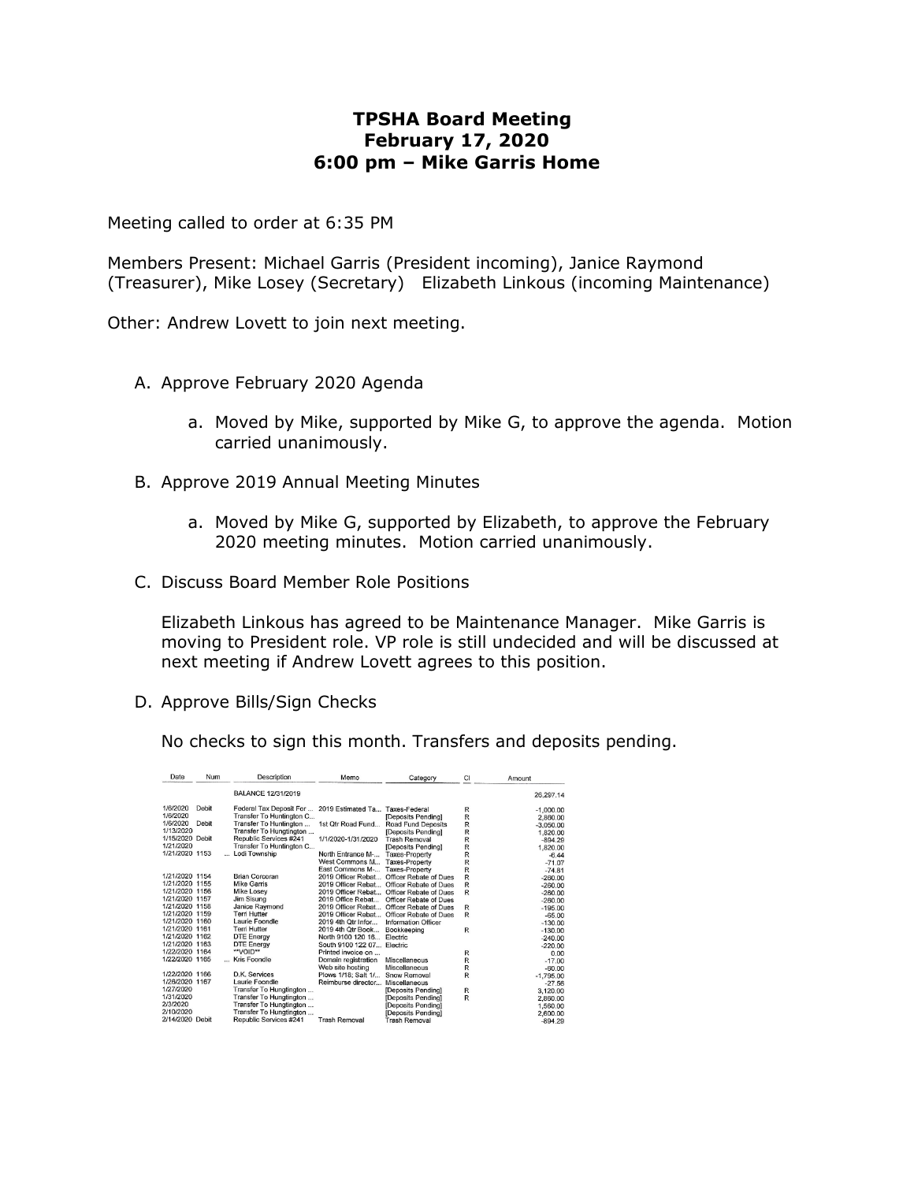# TPSHA Board Meeting
## February 17, 2020
## 6:00 pm – Mike Garris Home

Meeting called to order at 6:35 PM

Members Present: Michael Garris (President incoming), Janice Raymond (Treasurer), Mike Losey (Secretary) Elizabeth Linkous (incoming Maintenance)

Other: Andrew Lovett to join next meeting.

A. Approve February 2020 Agenda

   a. Moved by Mike, supported by Mike G, to approve the agenda. Motion carried unanimously.

B. Approve 2019 Annual Meeting Minutes

   a. Moved by Mike G, supported by Elizabeth, to approve the February 2020 meeting minutes. Motion carried unanimously.

C. Discuss Board Member Role Positions

   Elizabeth Linkous has agreed to be Maintenance Manager. Mike Garris is moving to President role. VP role is still undecided and will be discussed at next meeting if Andrew Lovett agrees to this position.

D. Approve Bills/Sign Checks

   No checks to sign this month. Transfers and deposits pending.

| Date | Num | Description | Memo | Category | Cl | Amount |
|---|---|---|---|---|---|---|
| | | BALANCE 12/31/2019 | | | | 26,297.14 |
| 1/6/2020 | Debit | Federal Tax Deposit For ... | 2019 Estimated Ta... | Taxes-Federal | R | -1,000.00 |
| 1/6/2020 | | Transfer To Huntington C... | | [Deposits Pending] | R | 2,860.00 |
| 1/6/2020 | Debit | Transfer To Huntington ... | 1st Qtr Road Fund... | Road Fund Deposits | R | -3,050.00 |
| 1/13/2020 | | Transfer To Hungtington ... | | [Deposits Pending] | R | 1,820.00 |
| 1/15/2020 | Debit | Republic Services #241 | 1/1/2020-1/31/2020 | Trash Removal | R | -894.29 |
| 1/21/2020 | | Transfer To Huntington C... | | [Deposits Pending] | R | 1,820.00 |
| 1/21/2020 | 1153 | ... Lodi Township | North Entrance M-... | Taxes-Property | R | -6.44 |
| | | | West Commons M... | Taxes-Property | R | -71.07 |
| | | | East Commons M-... | Taxes-Property | R | -74.81 |
| 1/21/2020 | 1154 | Brian Corcoran | 2019 Officer Rebat... | Officer Rebate of Dues | R | -260.00 |
| 1/21/2020 | 1155 | Mike Garris | 2019 Officer Rebat... | Officer Rebate of Dues | R | -260.00 |
| 1/21/2020 | 1156 | Mike Losey | 2019 Officer Rebat... | Officer Rebate of Dues | R | -260.00 |
| 1/21/2020 | 1157 | Jim Sisung | 2019 Office Rebat... | Officer Rebate of Dues | | -260.00 |
| 1/21/2020 | 1158 | Janice Raymond | 2019 Officer Rebat... | Officer Rebate of Dues | R | -195.00 |
| 1/21/2020 | 1159 | Terri Hutter | 2019 Officer Rebat... | Officer Rebate of Dues | R | -65.00 |
| 1/21/2020 | 1160 | Laurie Foondle | 2019 4th Qtr Infor... | Information Officer | | -130.00 |
| 1/21/2020 | 1161 | Terri Hutter | 2019 4th Qtr Book... | Bookkeeping | R | -130.00 |
| 1/21/2020 | 1162 | DTE Energy | North 9100 120 18... | Electric | | -240.00 |
| 1/21/2020 | 1163 | DTE Energy | South 9100 122 07... | Electric | | -220.00 |
| 1/22/2020 | 1164 | **VOID** | Printed invoice on ... | | R | 0.00 |
| 1/22/2020 | 1165 | ... Kris Foondle | Domain registration | Miscellaneous | R | -17.00 |
| | | | Web site hosting | Miscellaneous | R | -60.00 |
| 1/22/2020 | 1166 | D.K. Services | Plows 1/18; Salt 1/... | Snow Removal | R | -1,795.00 |
| 1/26/2020 | 1167 | Laurie Foondle | Reimburse director... | Miscellaneous | | -27.56 |
| 1/27/2020 | | Transfer To Hungtington ... | | [Deposits Pending] | R | 3,120.00 |
| 1/31/2020 | | Transfer To Hungtington ... | | [Deposits Pending] | R | 2,860.00 |
| 2/3/2020 | | Transfer To Hungtington ... | | [Deposits Pending] | | 1,560.00 |
| 2/10/2020 | | Transfer To Hungtington ... | | [Deposits Pending] | | 2,600.00 |
| 2/14/2020 | Debit | Republic Services #241 | Trash Removal | Trash Removal | | -894.29 |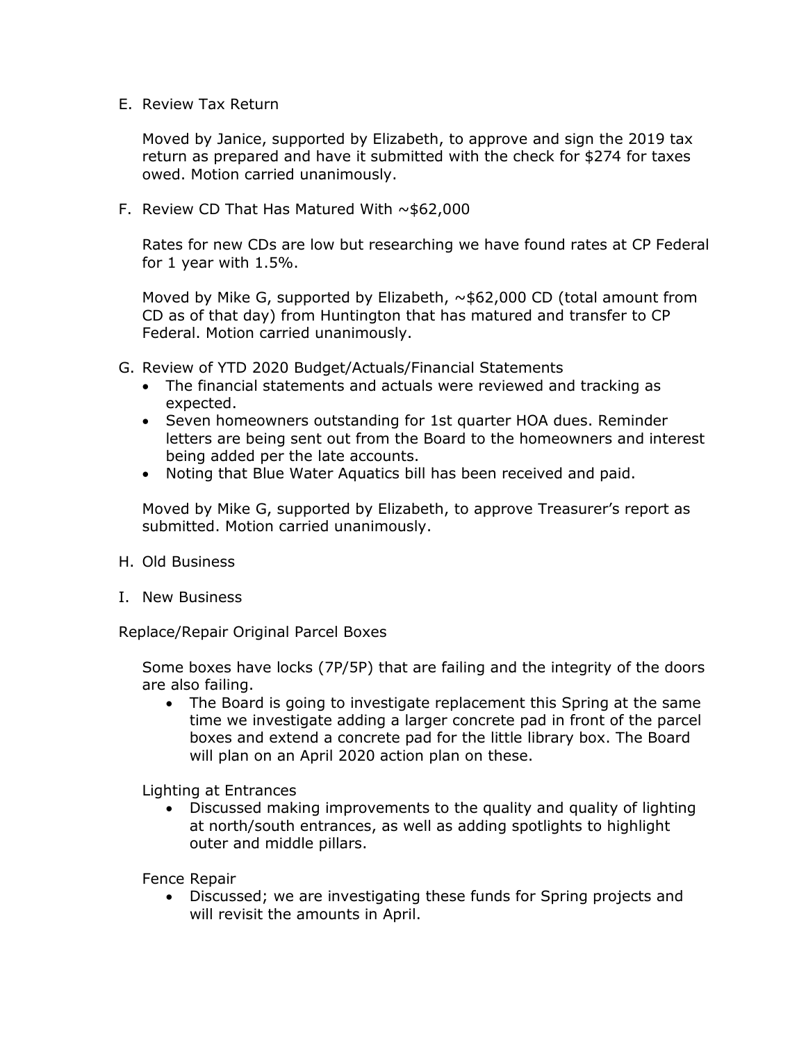E. Review Tax Return

   Moved by Janice, supported by Elizabeth, to approve and sign the 2019 tax return as prepared and have it submitted with the check for $274 for taxes owed. Motion carried unanimously.

F. Review CD That Has Matured With ~$62,000

   Rates for new CDs are low but researching we have found rates at CP Federal for 1 year with 1.5%.

   Moved by Mike G, supported by Elizabeth, ~$62,000 CD (total amount from CD as of that day) from Huntington that has matured and transfer to CP Federal. Motion carried unanimously.

G. Review of YTD 2020 Budget/Actuals/Financial Statements
   - The financial statements and actuals were reviewed and tracking as expected.
   - Seven homeowners outstanding for 1st quarter HOA dues. Reminder letters are being sent out from the Board to the homeowners and interest being added per the late accounts.
   - Noting that Blue Water Aquatics bill has been received and paid.

   Moved by Mike G, supported by Elizabeth, to approve Treasurer's report as submitted. Motion carried unanimously.

H. Old Business

I. New Business

Replace/Repair Original Parcel Boxes

   Some boxes have locks (7P/5P) that are failing and the integrity of the doors are also failing.
   - The Board is going to investigate replacement this Spring at the same time we investigate adding a larger concrete pad in front of the parcel boxes and extend a concrete pad for the little library box. The Board will plan on an April 2020 action plan on these.

   Lighting at Entrances
   - Discussed making improvements to the quality and quality of lighting at north/south entrances, as well as adding spotlights to highlight outer and middle pillars.

   Fence Repair
   - Discussed; we are investigating these funds for Spring projects and will revisit the amounts in April.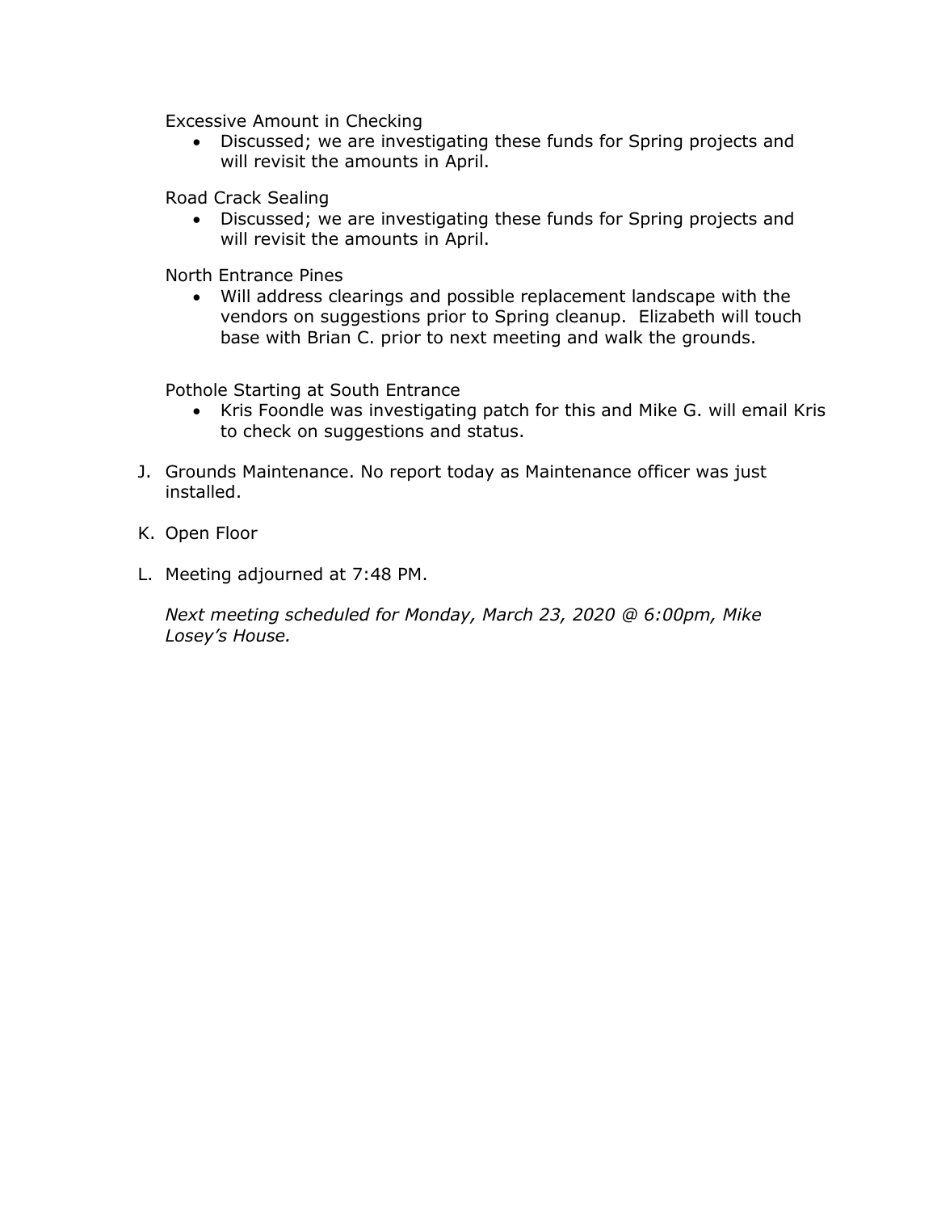Excessive Amount in Checking

- Discussed; we are investigating these funds for Spring projects and will revisit the amounts in April.

Road Crack Sealing

- Discussed; we are investigating these funds for Spring projects and will revisit the amounts in April.

North Entrance Pines

- Will address clearings and possible replacement landscape with the vendors on suggestions prior to Spring cleanup. Elizabeth will touch base with Brian C. prior to next meeting and walk the grounds.

Pothole Starting at South Entrance

- Kris Foondle was investigating patch for this and Mike G. will email Kris to check on suggestions and status.

J. Grounds Maintenance. No report today as Maintenance officer was just installed.

K. Open Floor

L. Meeting adjourned at 7:48 PM.

*Next meeting scheduled for Monday, March 23, 2020 @ 6:00pm, Mike Losey's House.*